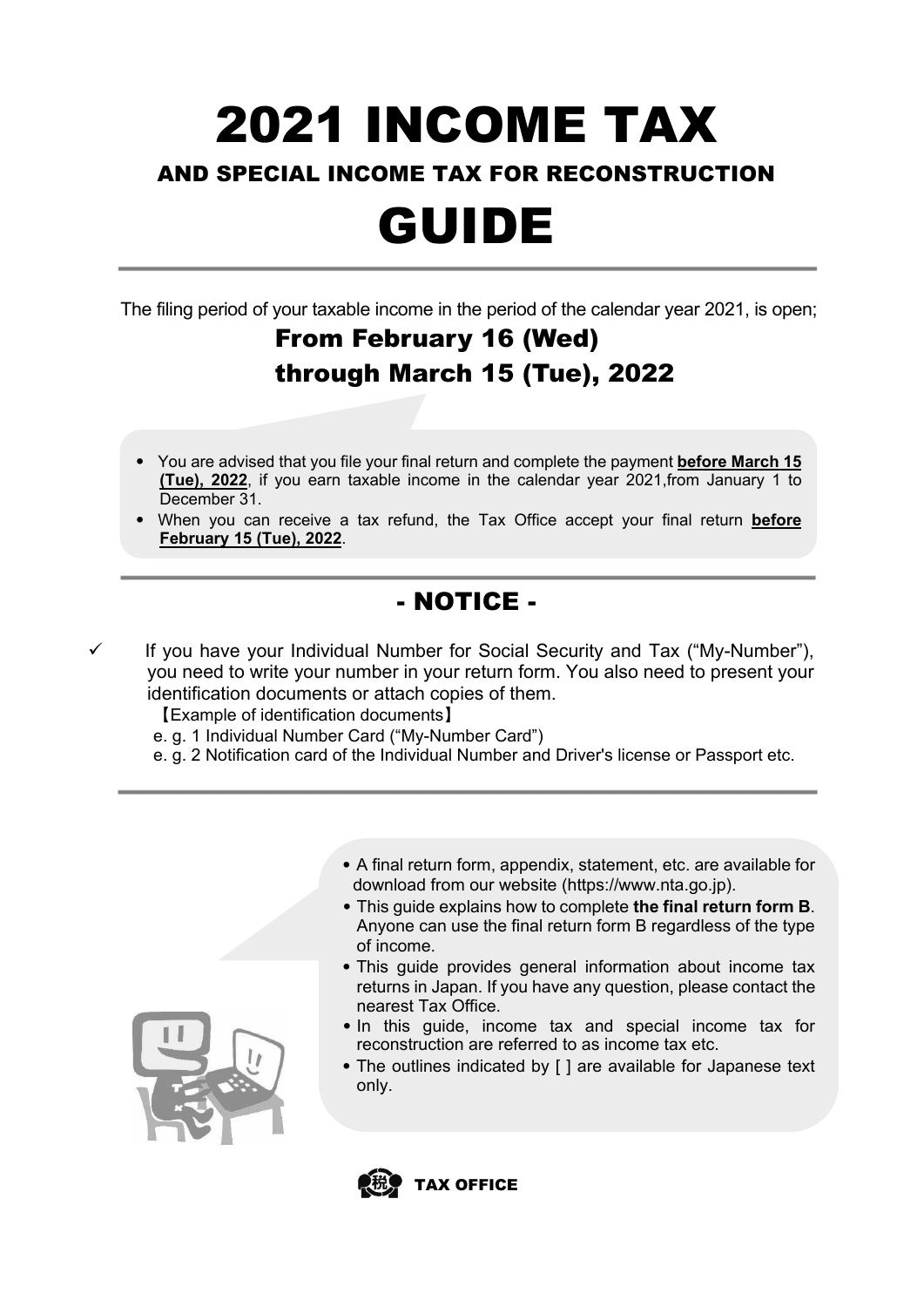# 2021 INCOME TAX

## AND SPECIAL INCOME TAX FOR RECONSTRUCTION

# GUIDE

The filing period of your taxable income in the period of the calendar year 2021, is open;

**From February 16 (Wed)**
**through March 15 (Tue), 2022**

- You are advised that you file your final return and complete the payment **before March 15 (Tue), 2022**, if you earn taxable income in the calendar year 2021,from January 1 to December 31.
- When you can receive a tax refund, the Tax Office accept your final return **before February 15 (Tue), 2022**.

## - NOTICE -

✓ If you have your Individual Number for Social Security and Tax (“My-Number”), you need to write your number in your return form. You also need to present your identification documents or attach copies of them.

【Example of identification documents】

e. g. 1 Individual Number Card (“My-Number Card”)

e. g. 2 Notification card of the Individual Number and Driver's license or Passport etc.

- A final return form, appendix, statement, etc. are available for download from our website (https://www.nta.go.jp).
- This guide explains how to complete **the final return form B**. Anyone can use the final return form B regardless of the type of income.
- This guide provides general information about income tax returns in Japan. If you have any question, please contact the nearest Tax Office.
- In this guide, income tax and special income tax for reconstruction are referred to as income tax etc.
- The outlines indicated by [ ] are available for Japanese text only.

**TAX OFFICE**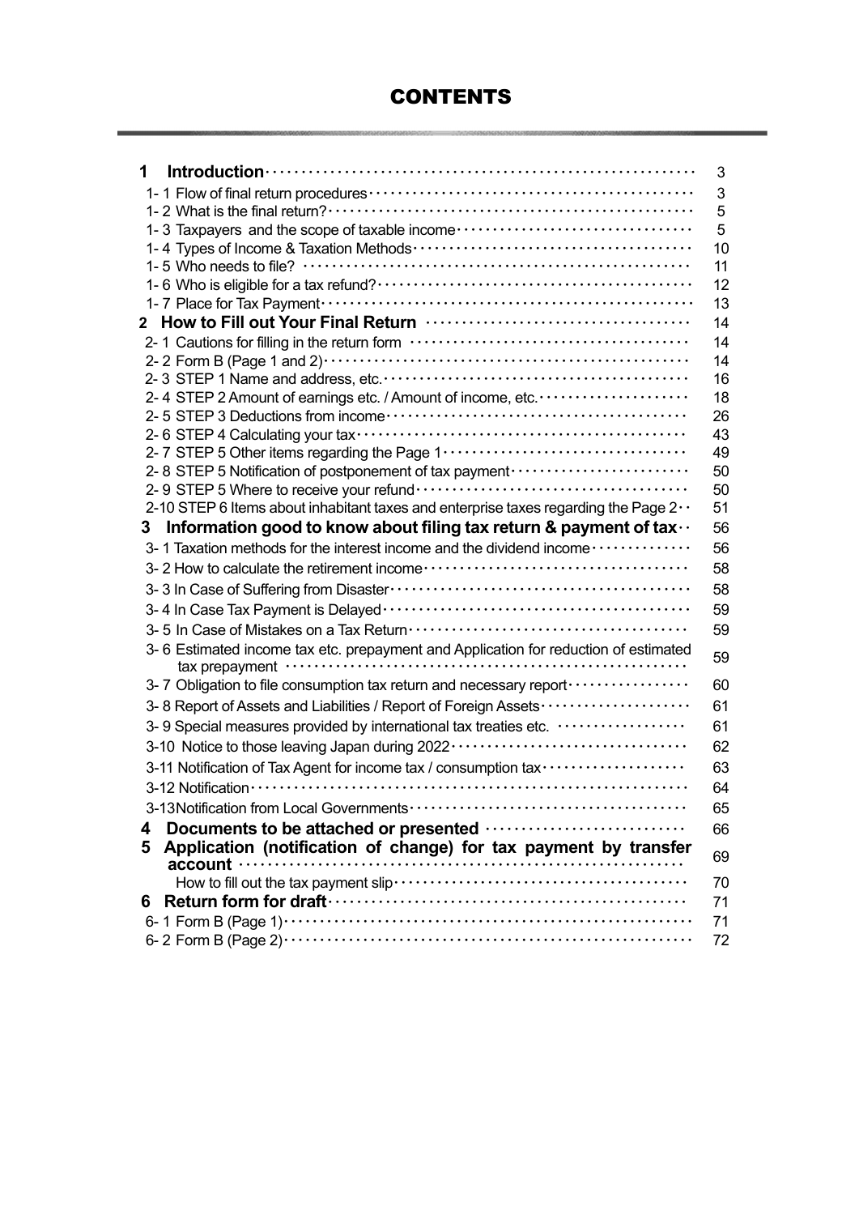# CONTENTS

| | |
|---|---|
| **1 Introduction** | 3 |
| 1- 1 Flow of final return procedures | 3 |
| 1- 2 What is the final return? | 5 |
| 1- 3 Taxpayers and the scope of taxable income | 5 |
| 1- 4 Types of Income & Taxation Methods | 10 |
| 1- 5 Who needs to file? | 11 |
| 1- 6 Who is eligible for a tax refund? | 12 |
| 1- 7 Place for Tax Payment | 13 |
| **2 How to Fill out Your Final Return** | 14 |
| 2- 1 Cautions for filling in the return form | 14 |
| 2- 2 Form B (Page 1 and 2) | 14 |
| 2- 3 STEP 1 Name and address, etc. | 16 |
| 2- 4 STEP 2 Amount of earnings etc. / Amount of income, etc. | 18 |
| 2- 5 STEP 3 Deductions from income | 26 |
| 2- 6 STEP 4 Calculating your tax | 43 |
| 2- 7 STEP 5 Other items regarding the Page 1 | 49 |
| 2- 8 STEP 5 Notification of postponement of tax payment | 50 |
| 2- 9 STEP 5 Where to receive your refund | 50 |
| 2-10 STEP 6 Items about inhabitant taxes and enterprise taxes regarding the Page 2 | 51 |
| **3 Information good to know about filing tax return & payment of tax** | 56 |
| 3- 1 Taxation methods for the interest income and the dividend income | 56 |
| 3- 2 How to calculate the retirement income | 58 |
| 3- 3 In Case of Suffering from Disaster | 58 |
| 3- 4 In Case Tax Payment is Delayed | 59 |
| 3- 5 In Case of Mistakes on a Tax Return | 59 |
| 3- 6 Estimated income tax etc. prepayment and Application for reduction of estimated tax prepayment | 59 |
| 3- 7 Obligation to file consumption tax return and necessary report | 60 |
| 3- 8 Report of Assets and Liabilities / Report of Foreign Assets | 61 |
| 3- 9 Special measures provided by international tax treaties etc. | 61 |
| 3-10 Notice to those leaving Japan during 2022 | 62 |
| 3-11 Notification of Tax Agent for income tax / consumption tax | 63 |
| 3-12 Notification | 64 |
| 3-13 Notification from Local Governments | 65 |
| **4 Documents to be attached or presented** | 66 |
| **5 Application (notification of change) for tax payment by transfer account** | 69 |
| How to fill out the tax payment slip | 70 |
| **6 Return form for draft** | 71 |
| 6- 1 Form B (Page 1) | 71 |
| 6- 2 Form B (Page 2) | 72 |